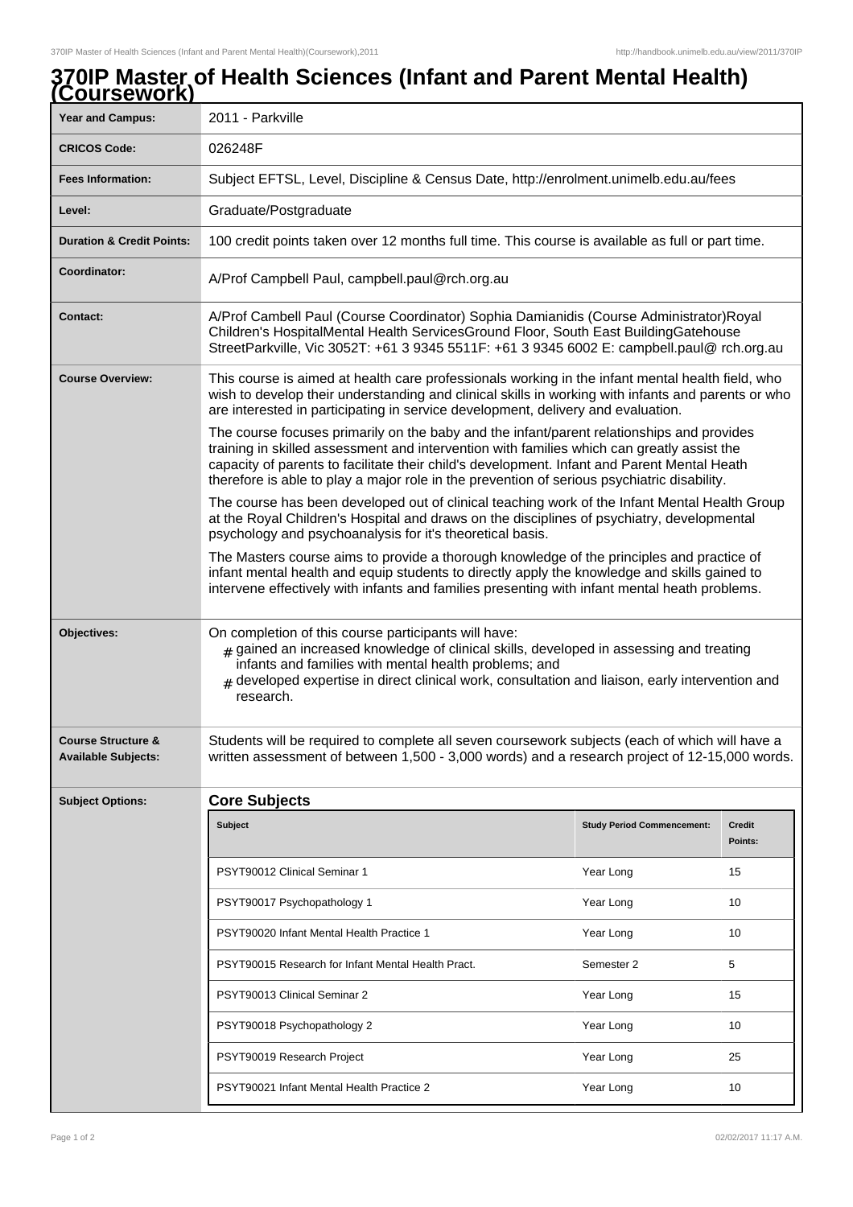# 370IP Master of Health Sciences (Infant and Parent Mental Health) (Coursework)

| | |
|---|---|
| **Year and Campus:** | 2011 - Parkville |
| **CRICOS Code:** | 026248F |
| **Fees Information:** | Subject EFTSL, Level, Discipline & Census Date, http://enrolment.unimelb.edu.au/fees |
| **Level:** | Graduate/Postgraduate |
| **Duration & Credit Points:** | 100 credit points taken over 12 months full time. This course is available as full or part time. |
| **Coordinator:** | A/Prof Campbell Paul, campbell.paul@rch.org.au |
| **Contact:** | A/Prof Cambell Paul (Course Coordinator) Sophia Damianidis (Course Administrator)Royal Children's HospitalMental Health ServicesGround Floor, South East BuildingGatehouse StreetParkville, Vic 3052T: +61 3 9345 5511F: +61 3 9345 6002 E: campbell.paul@ rch.org.au |

**Course Overview:**

This course is aimed at health care professionals working in the infant mental health field, who wish to develop their understanding and clinical skills in working with infants and parents or who are interested in participating in service development, delivery and evaluation.

The course focuses primarily on the baby and the infant/parent relationships and provides training in skilled assessment and intervention with families which can greatly assist the capacity of parents to facilitate their child's development. Infant and Parent Mental Heath therefore is able to play a major role in the prevention of serious psychiatric disability.

The course has been developed out of clinical teaching work of the Infant Mental Health Group at the Royal Children's Hospital and draws on the disciplines of psychiatry, developmental psychology and psychoanalysis for it's theoretical basis.

The Masters course aims to provide a thorough knowledge of the principles and practice of infant mental health and equip students to directly apply the knowledge and skills gained to intervene effectively with infants and families presenting with infant mental heath problems.

**Objectives:**

On completion of this course participants will have:

- gained an increased knowledge of clinical skills, developed in assessing and treating infants and families with mental health problems; and
- developed expertise in direct clinical work, consultation and liaison, early intervention and research.

**Course Structure & Available Subjects:**

Students will be required to complete all seven coursework subjects (each of which will have a written assessment of between 1,500 - 3,000 words) and a research project of 12-15,000 words.

**Subject Options:**

## Core Subjects

| Subject | Study Period Commencement: | Credit Points: |
|---|---|---|
| PSYT90012 Clinical Seminar 1 | Year Long | 15 |
| PSYT90017 Psychopathology 1 | Year Long | 10 |
| PSYT90020 Infant Mental Health Practice 1 | Year Long | 10 |
| PSYT90015 Research for Infant Mental Health Pract. | Semester 2 | 5 |
| PSYT90013 Clinical Seminar 2 | Year Long | 15 |
| PSYT90018 Psychopathology 2 | Year Long | 10 |
| PSYT90019 Research Project | Year Long | 25 |
| PSYT90021 Infant Mental Health Practice 2 | Year Long | 10 |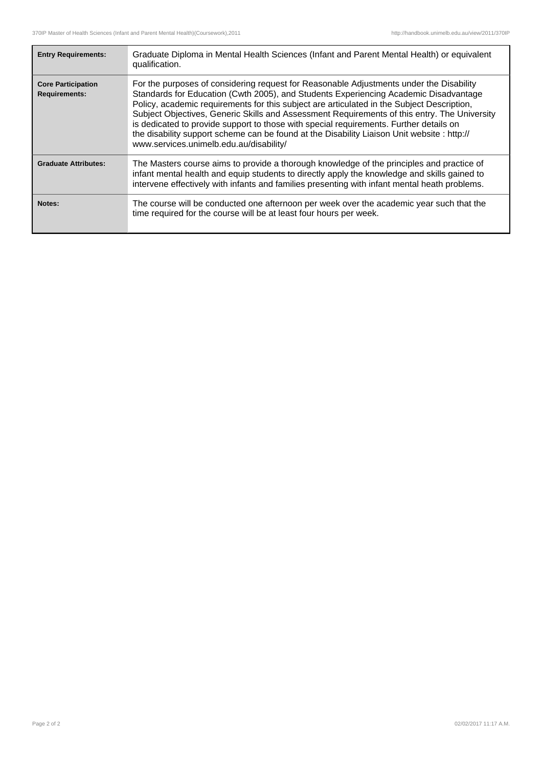| | |
|---|---|
| **Entry Requirements:** | Graduate Diploma in Mental Health Sciences (Infant and Parent Mental Health) or equivalent qualification. |
| **Core Participation Requirements:** | For the purposes of considering request for Reasonable Adjustments under the Disability Standards for Education (Cwth 2005), and Students Experiencing Academic Disadvantage Policy, academic requirements for this subject are articulated in the Subject Description, Subject Objectives, Generic Skills and Assessment Requirements of this entry. The University is dedicated to provide support to those with special requirements. Further details on the disability support scheme can be found at the Disability Liaison Unit website : http://www.services.unimelb.edu.au/disability/ |
| **Graduate Attributes:** | The Masters course aims to provide a thorough knowledge of the principles and practice of infant mental health and equip students to directly apply the knowledge and skills gained to intervene effectively with infants and families presenting with infant mental heath problems. |
| **Notes:** | The course will be conducted one afternoon per week over the academic year such that the time required for the course will be at least four hours per week. |